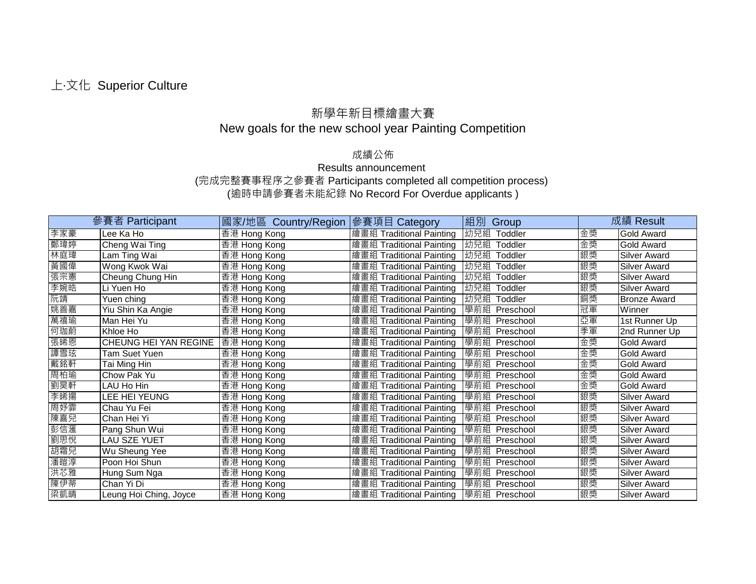上·文化 Superior Culture

# 新學年新目標繪畫大賽
# New goals for the new school year Painting Competition

## 成績公佈
## Results announcement

(完成完整賽事程序之參賽者 Participants completed all competition process)
(逾時申請參賽者未能紀錄 No Record For Overdue applicants )

| 參賽者 Participant | | 國家/地區 Country/Region | 參賽項目 Category | 組別 Group | 成績 Result | |
|---|---|---|---|---|---|---|
| 李家豪 | Lee Ka Ho | 香港 Hong Kong | 繪畫組 Traditional Painting | 幼兒組 Toddler | 金獎 | Gold Award |
| 鄭瑋婷 | Cheng Wai Ting | 香港 Hong Kong | 繪畫組 Traditional Painting | 幼兒組 Toddler | 金獎 | Gold Award |
| 林庭瑋 | Lam Ting Wai | 香港 Hong Kong | 繪畫組 Traditional Painting | 幼兒組 Toddler | 銀獎 | Silver Award |
| 黃國偉 | Wong Kwok Wai | 香港 Hong Kong | 繪畫組 Traditional Painting | 幼兒組 Toddler | 銀獎 | Silver Award |
| 張宗憲 | Cheung Chung Hin | 香港 Hong Kong | 繪畫組 Traditional Painting | 幼兒組 Toddler | 銀獎 | Silver Award |
| 李婉皓 | Li Yuen Ho | 香港 Hong Kong | 繪畫組 Traditional Painting | 幼兒組 Toddler | 銀獎 | Silver Award |
| 阮靖 | Yuen ching | 香港 Hong Kong | 繪畫組 Traditional Painting | 幼兒組 Toddler | 銅獎 | Bronze Award |
| 姚善嘉 | Yiu Shin Ka Angie | 香港 Hong Kong | 繪畫組 Traditional Painting | 學前組 Preschool | 冠軍 | Winner |
| 萬禧瑜 | Man Hei Yu | 香港 Hong Kong | 繪畫組 Traditional Painting | 學前組 Preschool | 亞軍 | 1st Runner Up |
| 何珈蔚 | Khloe Ho | 香港 Hong Kong | 繪畫組 Traditional Painting | 學前組 Preschool | 季軍 | 2nd Runner Up |
| 張晞恩 | CHEUNG HEI YAN REGINE | 香港 Hong Kong | 繪畫組 Traditional Painting | 學前組 Preschool | 金獎 | Gold Award |
| 譚雪玹 | Tam Suet Yuen | 香港 Hong Kong | 繪畫組 Traditional Painting | 學前組 Preschool | 金獎 | Gold Award |
| 戴銘軒 | Tai Ming Hin | 香港 Hong Kong | 繪畫組 Traditional Painting | 學前組 Preschool | 金獎 | Gold Award |
| 周柏瑜 | Chow Pak Yu | 香港 Hong Kong | 繪畫組 Traditional Painting | 學前組 Preschool | 金獎 | Gold Award |
| 劉昊軒 | LAU Ho Hin | 香港 Hong Kong | 繪畫組 Traditional Painting | 學前組 Preschool | 金獎 | Gold Award |
| 李晞揚 | LEE HEI YEUNG | 香港 Hong Kong | 繪畫組 Traditional Painting | 學前組 Preschool | 銀獎 | Silver Award |
| 周妤霏 | Chau Yu Fei | 香港 Hong Kong | 繪畫組 Traditional Painting | 學前組 Preschool | 銀獎 | Silver Award |
| 陳喜兒 | Chan Hei Yi | 香港 Hong Kong | 繪畫組 Traditional Painting | 學前組 Preschool | 銀獎 | Silver Award |
| 彭信滙 | Pang Shun Wui | 香港 Hong Kong | 繪畫組 Traditional Painting | 學前組 Preschool | 銀獎 | Silver Award |
| 劉思悅 | LAU SZE YUET | 香港 Hong Kong | 繪畫組 Traditional Painting | 學前組 Preschool | 銀獎 | Silver Award |
| 胡霜兒 | Wu Sheung Yee | 香港 Hong Kong | 繪畫組 Traditional Painting | 學前組 Preschool | 銀獎 | Silver Award |
| 潘愷淳 | Poon Hoi Shun | 香港 Hong Kong | 繪畫組 Traditional Painting | 學前組 Preschool | 銀獎 | Silver Award |
| 洪芯雅 | Hung Sum Nga | 香港 Hong Kong | 繪畫組 Traditional Painting | 學前組 Preschool | 銀獎 | Silver Award |
| 陳伊蒂 | Chan Yi Di | 香港 Hong Kong | 繪畫組 Traditional Painting | 學前組 Preschool | 銀獎 | Silver Award |
| 梁凱晴 | Leung Hoi Ching, Joyce | 香港 Hong Kong | 繪畫組 Traditional Painting | 學前組 Preschool | 銀獎 | Silver Award |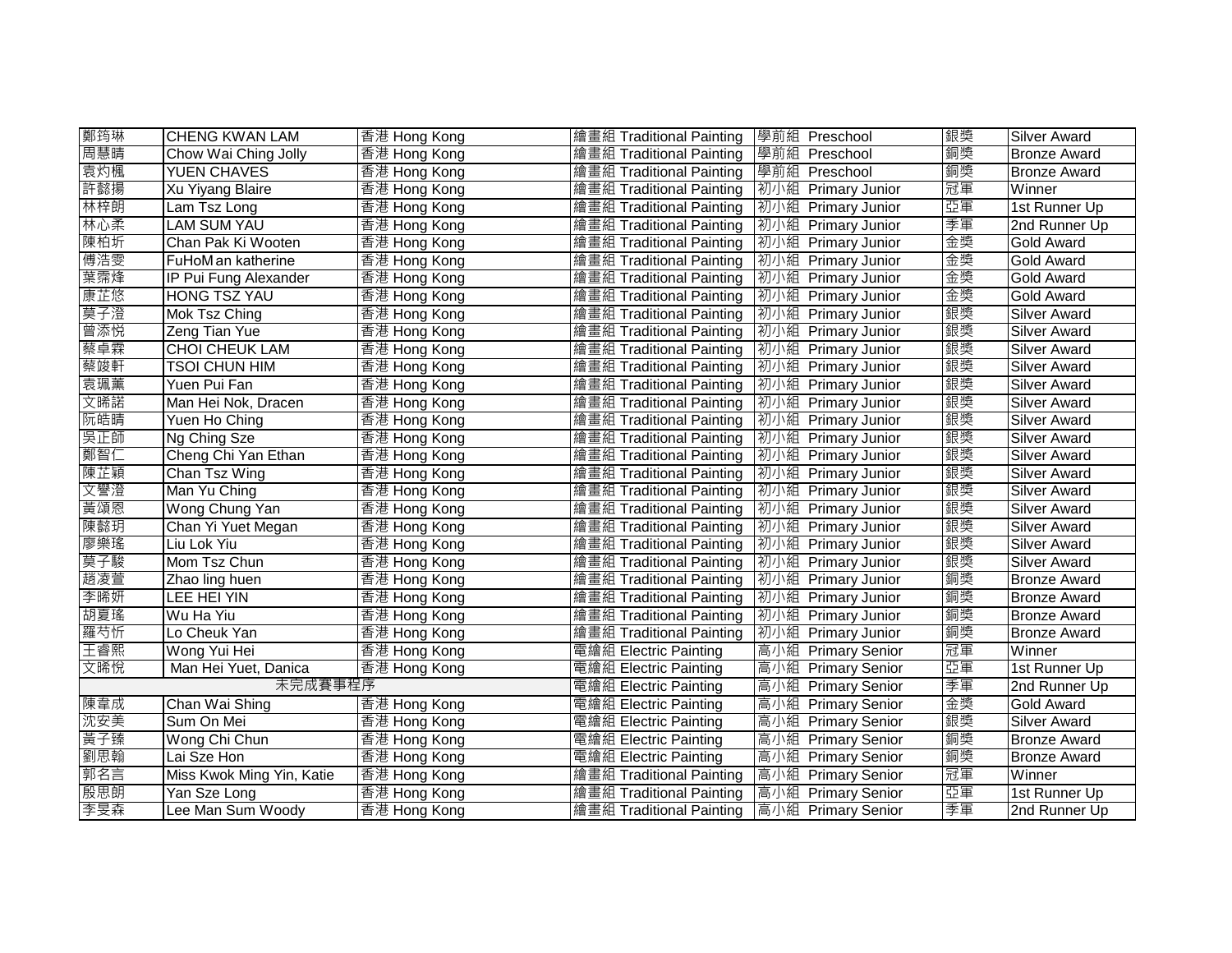| | | | | | | |
|---|---|---|---|---|---|---|
| 鄭筠琳 | CHENG KWAN LAM | 香港 Hong Kong | 繪畫組 Traditional Painting | 學前組 Preschool | 銀獎 | Silver Award |
| 周慧晴 | Chow Wai Ching Jolly | 香港 Hong Kong | 繪畫組 Traditional Painting | 學前組 Preschool | 銅獎 | Bronze Award |
| 袁灼楓 | YUEN CHAVES | 香港 Hong Kong | 繪畫組 Traditional Painting | 學前組 Preschool | 銅獎 | Bronze Award |
| 許懿揚 | Xu Yiyang Blaire | 香港 Hong Kong | 繪畫組 Traditional Painting | 初小組 Primary Junior | 冠軍 | Winner |
| 林梓朗 | Lam Tsz Long | 香港 Hong Kong | 繪畫組 Traditional Painting | 初小組 Primary Junior | 亞軍 | 1st Runner Up |
| 林心柔 | LAM SUM YAU | 香港 Hong Kong | 繪畫組 Traditional Painting | 初小組 Primary Junior | 季軍 | 2nd Runner Up |
| 陳柏圻 | Chan Pak Ki Wooten | 香港 Hong Kong | 繪畫組 Traditional Painting | 初小組 Primary Junior | 金獎 | Gold Award |
| 傅浩雯 | FuHoM an katherine | 香港 Hong Kong | 繪畫組 Traditional Painting | 初小組 Primary Junior | 金獎 | Gold Award |
| 葉霈烽 | IP Pui Fung Alexander | 香港 Hong Kong | 繪畫組 Traditional Painting | 初小組 Primary Junior | 金獎 | Gold Award |
| 康芷悠 | HONG TSZ YAU | 香港 Hong Kong | 繪畫組 Traditional Painting | 初小組 Primary Junior | 金獎 | Gold Award |
| 莫子澄 | Mok Tsz Ching | 香港 Hong Kong | 繪畫組 Traditional Painting | 初小組 Primary Junior | 銀獎 | Silver Award |
| 曾添悦 | Zeng Tian Yue | 香港 Hong Kong | 繪畫組 Traditional Painting | 初小組 Primary Junior | 銀獎 | Silver Award |
| 蔡卓霖 | CHOI CHEUK LAM | 香港 Hong Kong | 繪畫組 Traditional Painting | 初小組 Primary Junior | 銀獎 | Silver Award |
| 蔡竣軒 | TSOI CHUN HIM | 香港 Hong Kong | 繪畫組 Traditional Painting | 初小組 Primary Junior | 銀獎 | Silver Award |
| 袁珮薰 | Yuen Pui Fan | 香港 Hong Kong | 繪畫組 Traditional Painting | 初小組 Primary Junior | 銀獎 | Silver Award |
| 文晞諾 | Man Hei Nok, Dracen | 香港 Hong Kong | 繪畫組 Traditional Painting | 初小組 Primary Junior | 銀獎 | Silver Award |
| 阮皓晴 | Yuen Ho Ching | 香港 Hong Kong | 繪畫組 Traditional Painting | 初小組 Primary Junior | 銀獎 | Silver Award |
| 吳正師 | Ng Ching Sze | 香港 Hong Kong | 繪畫組 Traditional Painting | 初小組 Primary Junior | 銀獎 | Silver Award |
| 鄭智仁 | Cheng Chi Yan Ethan | 香港 Hong Kong | 繪畫組 Traditional Painting | 初小組 Primary Junior | 銀獎 | Silver Award |
| 陳芷穎 | Chan Tsz Wing | 香港 Hong Kong | 繪畫組 Traditional Painting | 初小組 Primary Junior | 銀獎 | Silver Award |
| 文譽澄 | Man Yu Ching | 香港 Hong Kong | 繪畫組 Traditional Painting | 初小組 Primary Junior | 銀獎 | Silver Award |
| 黃頌恩 | Wong Chung Yan | 香港 Hong Kong | 繪畫組 Traditional Painting | 初小組 Primary Junior | 銀獎 | Silver Award |
| 陳懿玥 | Chan Yi Yuet Megan | 香港 Hong Kong | 繪畫組 Traditional Painting | 初小組 Primary Junior | 銀獎 | Silver Award |
| 廖樂瑤 | Liu Lok Yiu | 香港 Hong Kong | 繪畫組 Traditional Painting | 初小組 Primary Junior | 銀獎 | Silver Award |
| 莫子駿 | Mom Tsz Chun | 香港 Hong Kong | 繪畫組 Traditional Painting | 初小組 Primary Junior | 銀獎 | Silver Award |
| 趙凌萱 | Zhao ling huen | 香港 Hong Kong | 繪畫組 Traditional Painting | 初小組 Primary Junior | 銅獎 | Bronze Award |
| 李晞妍 | LEE HEI YIN | 香港 Hong Kong | 繪畫組 Traditional Painting | 初小組 Primary Junior | 銅獎 | Bronze Award |
| 胡夏瑤 | Wu Ha Yiu | 香港 Hong Kong | 繪畫組 Traditional Painting | 初小組 Primary Junior | 銅獎 | Bronze Award |
| 羅芍忻 | Lo Cheuk Yan | 香港 Hong Kong | 繪畫組 Traditional Painting | 初小組 Primary Junior | 銅獎 | Bronze Award |
| 王睿熙 | Wong Yui Hei | 香港 Hong Kong | 電繪組 Electric Painting | 高小組 Primary Senior | 冠軍 | Winner |
| 文晞悅 | Man Hei Yuet, Danica | 香港 Hong Kong | 電繪組 Electric Painting | 高小組 Primary Senior | 亞軍 | 1st Runner Up |
| 未完成賽事程序 | | | 電繪組 Electric Painting | 高小組 Primary Senior | 季軍 | 2nd Runner Up |
| 陳韋成 | Chan Wai Shing | 香港 Hong Kong | 電繪組 Electric Painting | 高小組 Primary Senior | 金獎 | Gold Award |
| 沈安美 | Sum On Mei | 香港 Hong Kong | 電繪組 Electric Painting | 高小組 Primary Senior | 銀獎 | Silver Award |
| 黃子臻 | Wong Chi Chun | 香港 Hong Kong | 電繪組 Electric Painting | 高小組 Primary Senior | 銅獎 | Bronze Award |
| 劉思翰 | Lai Sze Hon | 香港 Hong Kong | 電繪組 Electric Painting | 高小組 Primary Senior | 銅獎 | Bronze Award |
| 郭名言 | Miss Kwok Ming Yin, Katie | 香港 Hong Kong | 繪畫組 Traditional Painting | 高小組 Primary Senior | 冠軍 | Winner |
| 殷思朗 | Yan Sze Long | 香港 Hong Kong | 繪畫組 Traditional Painting | 高小組 Primary Senior | 亞軍 | 1st Runner Up |
| 李旻森 | Lee Man Sum Woody | 香港 Hong Kong | 繪畫組 Traditional Painting | 高小組 Primary Senior | 季軍 | 2nd Runner Up |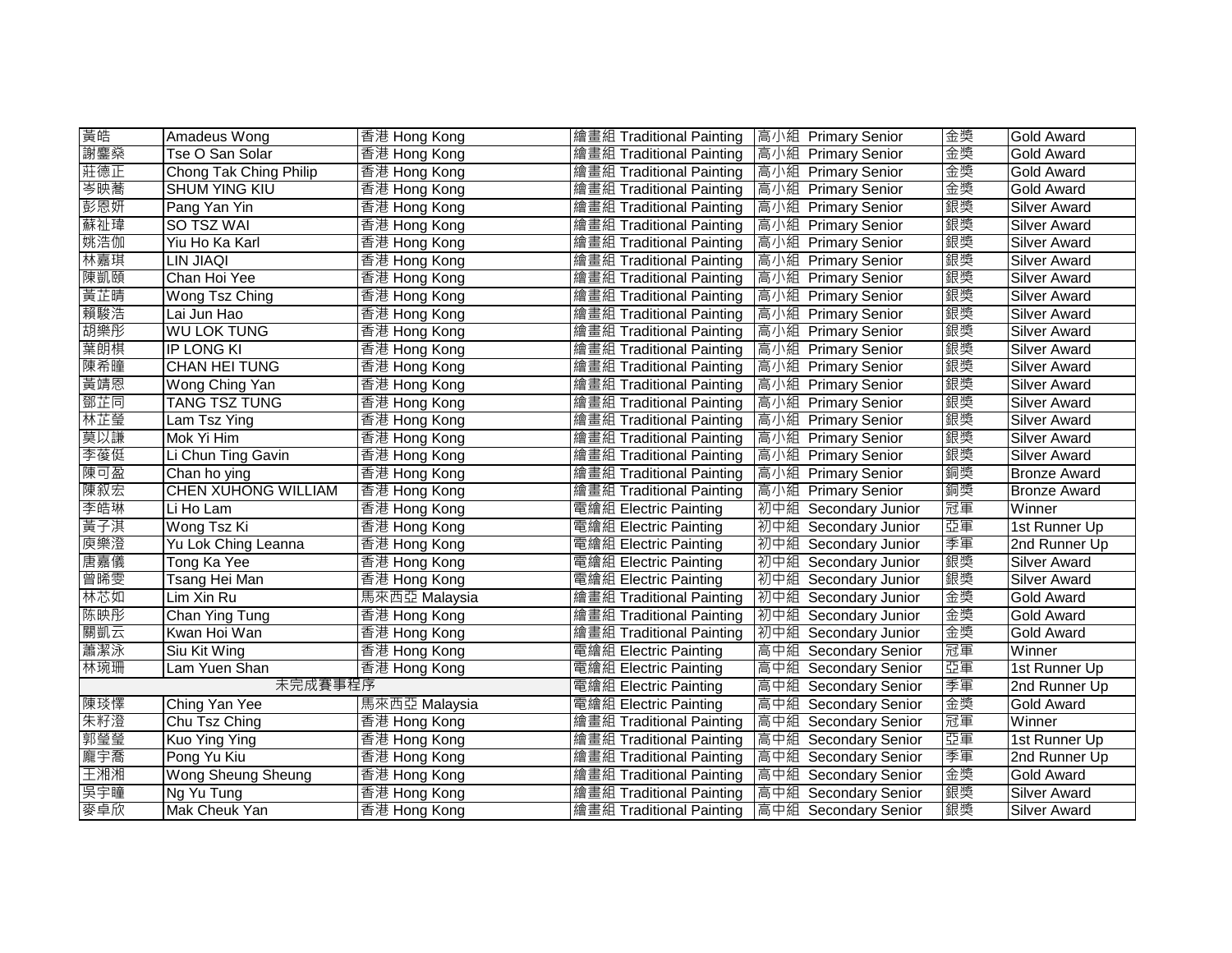| 黃皓 | Amadeus Wong | 香港 Hong Kong | 繪畫組 Traditional Painting | 高小組 Primary Senior | 金獎 | Gold Award |
|---|---|---|---|---|---|---|
| 謝璽燊 | Tse O San Solar | 香港 Hong Kong | 繪畫組 Traditional Painting | 高小組 Primary Senior | 金獎 | Gold Award |
| 莊德正 | Chong Tak Ching Philip | 香港 Hong Kong | 繪畫組 Traditional Painting | 高小組 Primary Senior | 金獎 | Gold Award |
| 岑映蕎 | SHUM YING KIU | 香港 Hong Kong | 繪畫組 Traditional Painting | 高小組 Primary Senior | 金獎 | Gold Award |
| 彭恩妍 | Pang Yan Yin | 香港 Hong Kong | 繪畫組 Traditional Painting | 高小組 Primary Senior | 銀獎 | Silver Award |
| 蘇祉瑋 | SO TSZ WAI | 香港 Hong Kong | 繪畫組 Traditional Painting | 高小組 Primary Senior | 銀獎 | Silver Award |
| 姚浩伽 | Yiu Ho Ka Karl | 香港 Hong Kong | 繪畫組 Traditional Painting | 高小組 Primary Senior | 銀獎 | Silver Award |
| 林嘉琪 | LIN JIAQI | 香港 Hong Kong | 繪畫組 Traditional Painting | 高小組 Primary Senior | 銀獎 | Silver Award |
| 陳凱頤 | Chan Hoi Yee | 香港 Hong Kong | 繪畫組 Traditional Painting | 高小組 Primary Senior | 銀獎 | Silver Award |
| 黃芷晴 | Wong Tsz Ching | 香港 Hong Kong | 繪畫組 Traditional Painting | 高小組 Primary Senior | 銀獎 | Silver Award |
| 賴駿浩 | Lai Jun Hao | 香港 Hong Kong | 繪畫組 Traditional Painting | 高小組 Primary Senior | 銀獎 | Silver Award |
| 胡樂彤 | WU LOK TUNG | 香港 Hong Kong | 繪畫組 Traditional Painting | 高小組 Primary Senior | 銀獎 | Silver Award |
| 葉朗棋 | IP LONG KI | 香港 Hong Kong | 繪畫組 Traditional Painting | 高小組 Primary Senior | 銀獎 | Silver Award |
| 陳希曈 | CHAN HEI TUNG | 香港 Hong Kong | 繪畫組 Traditional Painting | 高小組 Primary Senior | 銀獎 | Silver Award |
| 黃靖恩 | Wong Ching Yan | 香港 Hong Kong | 繪畫組 Traditional Painting | 高小組 Primary Senior | 銀獎 | Silver Award |
| 鄧芷同 | TANG TSZ TUNG | 香港 Hong Kong | 繪畫組 Traditional Painting | 高小組 Primary Senior | 銀獎 | Silver Award |
| 林芷瑩 | Lam Tsz Ying | 香港 Hong Kong | 繪畫組 Traditional Painting | 高小組 Primary Senior | 銀獎 | Silver Award |
| 莫以謙 | Mok Yi Him | 香港 Hong Kong | 繪畫組 Traditional Painting | 高小組 Primary Senior | 銀獎 | Silver Award |
| 李蓤侹 | Li Chun Ting Gavin | 香港 Hong Kong | 繪畫組 Traditional Painting | 高小組 Primary Senior | 銀獎 | Silver Award |
| 陳可盈 | Chan ho ying | 香港 Hong Kong | 繪畫組 Traditional Painting | 高小組 Primary Senior | 銅獎 | Bronze Award |
| 陳叙宏 | CHEN XUHONG WILLIAM | 香港 Hong Kong | 繪畫組 Traditional Painting | 高小組 Primary Senior | 銅獎 | Bronze Award |
| 李皓琳 | Li Ho Lam | 香港 Hong Kong | 電繪組 Electric Painting | 初中組 Secondary Junior | 冠軍 | Winner |
| 黃子淇 | Wong Tsz Ki | 香港 Hong Kong | 電繪組 Electric Painting | 初中組 Secondary Junior | 亞軍 | 1st Runner Up |
| 庾樂澄 | Yu Lok Ching Leanna | 香港 Hong Kong | 電繪組 Electric Painting | 初中組 Secondary Junior | 季軍 | 2nd Runner Up |
| 唐嘉儀 | Tong Ka Yee | 香港 Hong Kong | 電繪組 Electric Painting | 初中組 Secondary Junior | 銀獎 | Silver Award |
| 曾晞雯 | Tsang Hei Man | 香港 Hong Kong | 電繪組 Electric Painting | 初中組 Secondary Junior | 銀獎 | Silver Award |
| 林芯如 | Lim Xin Ru | 馬來西亞 Malaysia | 繪畫組 Traditional Painting | 初中組 Secondary Junior | 金獎 | Gold Award |
| 陈映彤 | Chan Ying Tung | 香港 Hong Kong | 繪畫組 Traditional Painting | 初中組 Secondary Junior | 金獎 | Gold Award |
| 關凱云 | Kwan Hoi Wan | 香港 Hong Kong | 繪畫組 Traditional Painting | 初中組 Secondary Junior | 金獎 | Gold Award |
| 蕭潔泳 | Siu Kit Wing | 香港 Hong Kong | 電繪組 Electric Painting | 高中組 Secondary Senior | 冠軍 | Winner |
| 林琬珊 | Lam Yuen Shan | 香港 Hong Kong | 電繪組 Electric Painting | 高中組 Secondary Senior | 亞軍 | 1st Runner Up |
| 未完成賽事程序 | | | 電繪組 Electric Painting | 高中組 Secondary Senior | 季軍 | 2nd Runner Up |
| 陳琰懌 | Ching Yan Yee | 馬來西亞 Malaysia | 電繪組 Electric Painting | 高中組 Secondary Senior | 金獎 | Gold Award |
| 朱籽澄 | Chu Tsz Ching | 香港 Hong Kong | 繪畫組 Traditional Painting | 高中組 Secondary Senior | 冠軍 | Winner |
| 郭瑩瑩 | Kuo Ying Ying | 香港 Hong Kong | 繪畫組 Traditional Painting | 高中組 Secondary Senior | 亞軍 | 1st Runner Up |
| 龐宇喬 | Pong Yu Kiu | 香港 Hong Kong | 繪畫組 Traditional Painting | 高中組 Secondary Senior | 季軍 | 2nd Runner Up |
| 王湘湘 | Wong Sheung Sheung | 香港 Hong Kong | 繪畫組 Traditional Painting | 高中組 Secondary Senior | 金獎 | Gold Award |
| 吳宇曈 | Ng Yu Tung | 香港 Hong Kong | 繪畫組 Traditional Painting | 高中組 Secondary Senior | 銀獎 | Silver Award |
| 麥卓欣 | Mak Cheuk Yan | 香港 Hong Kong | 繪畫組 Traditional Painting | 高中組 Secondary Senior | 銀獎 | Silver Award |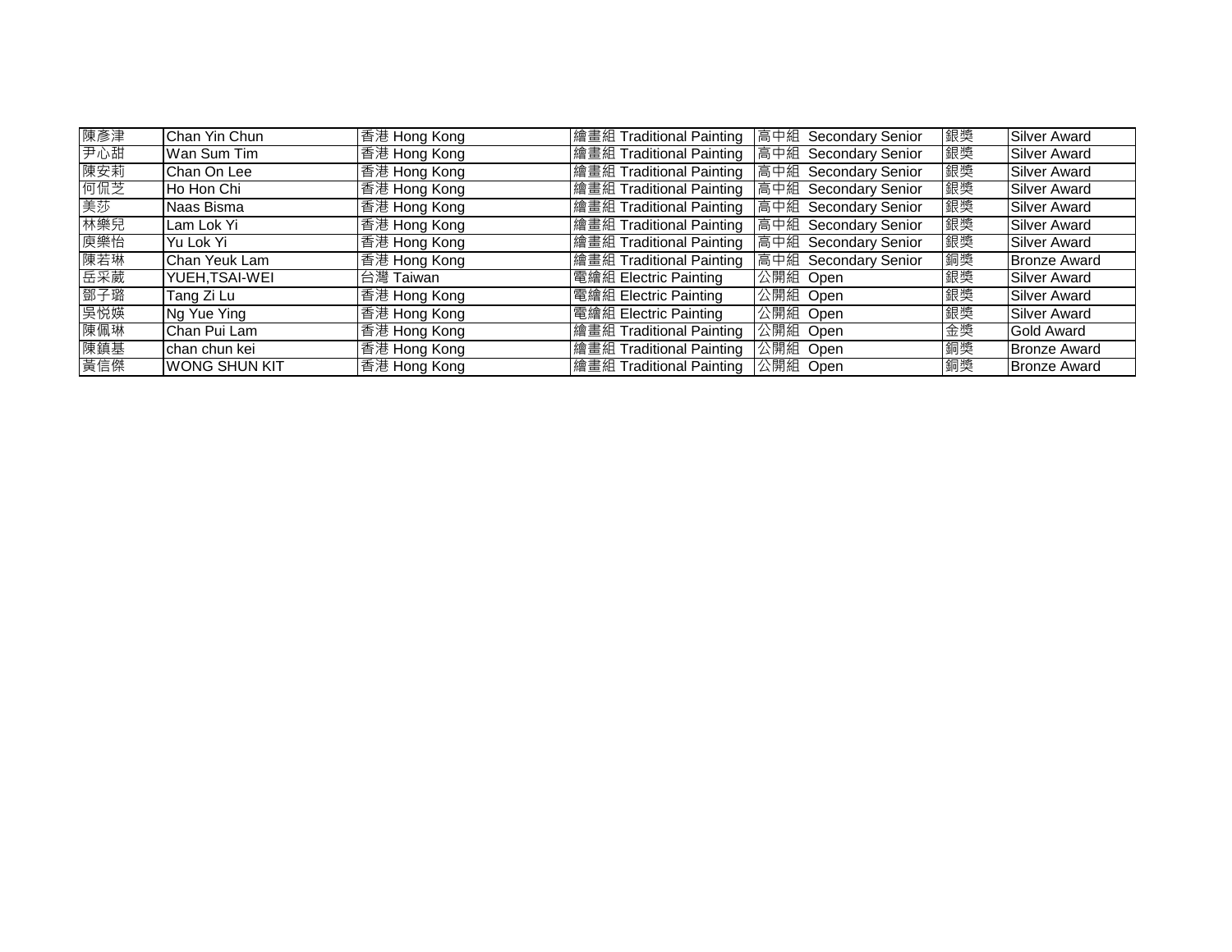| | | | | | | |
|---|---|---|---|---|---|---|
| 陳彥津 | Chan Yin Chun | 香港 Hong Kong | 繪畫組 Traditional Painting | 高中組 Secondary Senior | 銀獎 | Silver Award |
| 尹心甜 | Wan Sum Tim | 香港 Hong Kong | 繪畫組 Traditional Painting | 高中組 Secondary Senior | 銀獎 | Silver Award |
| 陳安莉 | Chan On Lee | 香港 Hong Kong | 繪畫組 Traditional Painting | 高中組 Secondary Senior | 銀獎 | Silver Award |
| 何侃芝 | Ho Hon Chi | 香港 Hong Kong | 繪畫組 Traditional Painting | 高中組 Secondary Senior | 銀獎 | Silver Award |
| 美莎 | Naas Bisma | 香港 Hong Kong | 繪畫組 Traditional Painting | 高中組 Secondary Senior | 銀獎 | Silver Award |
| 林樂兒 | Lam Lok Yi | 香港 Hong Kong | 繪畫組 Traditional Painting | 高中組 Secondary Senior | 銀獎 | Silver Award |
| 庾樂怡 | Yu Lok Yi | 香港 Hong Kong | 繪畫組 Traditional Painting | 高中組 Secondary Senior | 銀獎 | Silver Award |
| 陳若琳 | Chan Yeuk Lam | 香港 Hong Kong | 繪畫組 Traditional Painting | 高中組 Secondary Senior | 銅獎 | Bronze Award |
| 岳采葳 | YUEH,TSAI-WEI | 台灣 Taiwan | 電繪組 Electric Painting | 公開組 Open | 銀獎 | Silver Award |
| 鄧子璐 | Tang Zi Lu | 香港 Hong Kong | 電繪組 Electric Painting | 公開組 Open | 銀獎 | Silver Award |
| 吳悅媖 | Ng Yue Ying | 香港 Hong Kong | 電繪組 Electric Painting | 公開組 Open | 銀獎 | Silver Award |
| 陳佩琳 | Chan Pui Lam | 香港 Hong Kong | 繪畫組 Traditional Painting | 公開組 Open | 金獎 | Gold Award |
| 陳鎮基 | chan chun kei | 香港 Hong Kong | 繪畫組 Traditional Painting | 公開組 Open | 銅獎 | Bronze Award |
| 黃信傑 | WONG SHUN KIT | 香港 Hong Kong | 繪畫組 Traditional Painting | 公開組 Open | 銅獎 | Bronze Award |